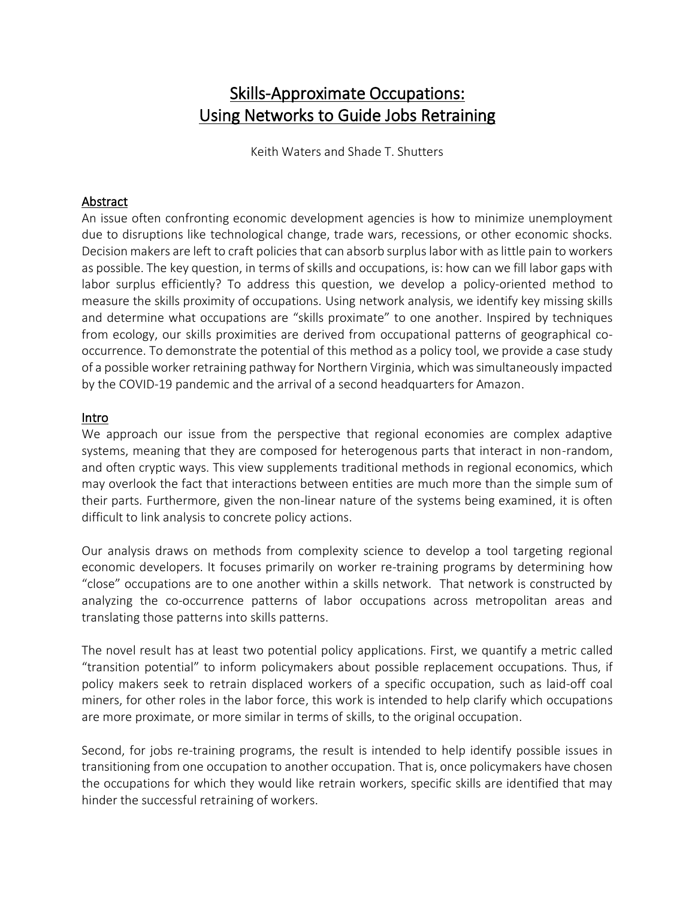# Skills-Approximate Occupations: Using Networks to Guide Jobs Retraining

Keith Waters and Shade T. Shutters

## Abstract

An issue often confronting economic development agencies is how to minimize unemployment due to disruptions like technological change, trade wars, recessions, or other economic shocks. Decision makers are left to craft policies that can absorb surplus labor with as little pain to workers as possible. The key question, in terms of skills and occupations, is: how can we fill labor gaps with labor surplus efficiently? To address this question, we develop a policy-oriented method to measure the skills proximity of occupations. Using network analysis, we identify key missing skills and determine what occupations are "skills proximate" to one another. Inspired by techniques from ecology, our skills proximities are derived from occupational patterns of geographical co-occurrence. To demonstrate the potential of this method as a policy tool, we provide a case study of a possible worker retraining pathway for Northern Virginia, which was simultaneously impacted by the COVID-19 pandemic and the arrival of a second headquarters for Amazon.

## Intro

We approach our issue from the perspective that regional economies are complex adaptive systems, meaning that they are composed for heterogenous parts that interact in non-random, and often cryptic ways. This view supplements traditional methods in regional economics, which may overlook the fact that interactions between entities are much more than the simple sum of their parts. Furthermore, given the non-linear nature of the systems being examined, it is often difficult to link analysis to concrete policy actions.

Our analysis draws on methods from complexity science to develop a tool targeting regional economic developers. It focuses primarily on worker re-training programs by determining how "close" occupations are to one another within a skills network. That network is constructed by analyzing the co-occurrence patterns of labor occupations across metropolitan areas and translating those patterns into skills patterns.

The novel result has at least two potential policy applications. First, we quantify a metric called "transition potential" to inform policymakers about possible replacement occupations. Thus, if policy makers seek to retrain displaced workers of a specific occupation, such as laid-off coal miners, for other roles in the labor force, this work is intended to help clarify which occupations are more proximate, or more similar in terms of skills, to the original occupation.

Second, for jobs re-training programs, the result is intended to help identify possible issues in transitioning from one occupation to another occupation. That is, once policymakers have chosen the occupations for which they would like retrain workers, specific skills are identified that may hinder the successful retraining of workers.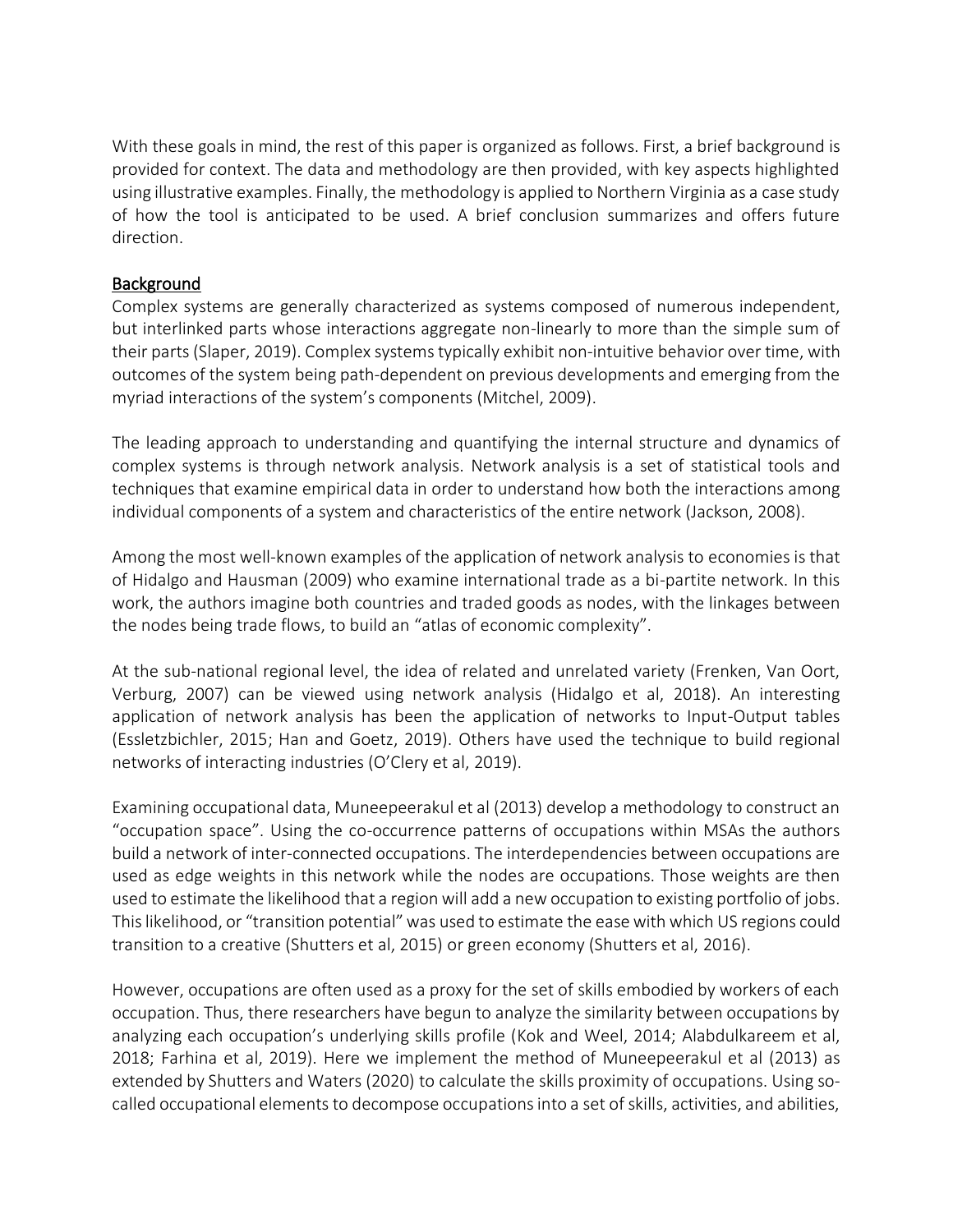With these goals in mind, the rest of this paper is organized as follows. First, a brief background is provided for context. The data and methodology are then provided, with key aspects highlighted using illustrative examples. Finally, the methodology is applied to Northern Virginia as a case study of how the tool is anticipated to be used. A brief conclusion summarizes and offers future direction.

## Background

Complex systems are generally characterized as systems composed of numerous independent, but interlinked parts whose interactions aggregate non-linearly to more than the simple sum of their parts (Slaper, 2019). Complex systems typically exhibit non-intuitive behavior over time, with outcomes of the system being path-dependent on previous developments and emerging from the myriad interactions of the system's components (Mitchel, 2009).

The leading approach to understanding and quantifying the internal structure and dynamics of complex systems is through network analysis. Network analysis is a set of statistical tools and techniques that examine empirical data in order to understand how both the interactions among individual components of a system and characteristics of the entire network (Jackson, 2008).

Among the most well-known examples of the application of network analysis to economies is that of Hidalgo and Hausman (2009) who examine international trade as a bi-partite network. In this work, the authors imagine both countries and traded goods as nodes, with the linkages between the nodes being trade flows, to build an "atlas of economic complexity".

At the sub-national regional level, the idea of related and unrelated variety (Frenken, Van Oort, Verburg, 2007) can be viewed using network analysis (Hidalgo et al, 2018). An interesting application of network analysis has been the application of networks to Input-Output tables (Essletzbichler, 2015; Han and Goetz, 2019). Others have used the technique to build regional networks of interacting industries (O'Clery et al, 2019).

Examining occupational data, Muneepeerakul et al (2013) develop a methodology to construct an "occupation space". Using the co-occurrence patterns of occupations within MSAs the authors build a network of inter-connected occupations. The interdependencies between occupations are used as edge weights in this network while the nodes are occupations. Those weights are then used to estimate the likelihood that a region will add a new occupation to existing portfolio of jobs. This likelihood, or "transition potential" was used to estimate the ease with which US regions could transition to a creative (Shutters et al, 2015) or green economy (Shutters et al, 2016).

However, occupations are often used as a proxy for the set of skills embodied by workers of each occupation. Thus, there researchers have begun to analyze the similarity between occupations by analyzing each occupation's underlying skills profile (Kok and Weel, 2014; Alabdulkareem et al, 2018; Farhina et al, 2019). Here we implement the method of Muneepeerakul et al (2013) as extended by Shutters and Waters (2020) to calculate the skills proximity of occupations. Using so-called occupational elements to decompose occupations into a set of skills, activities, and abilities,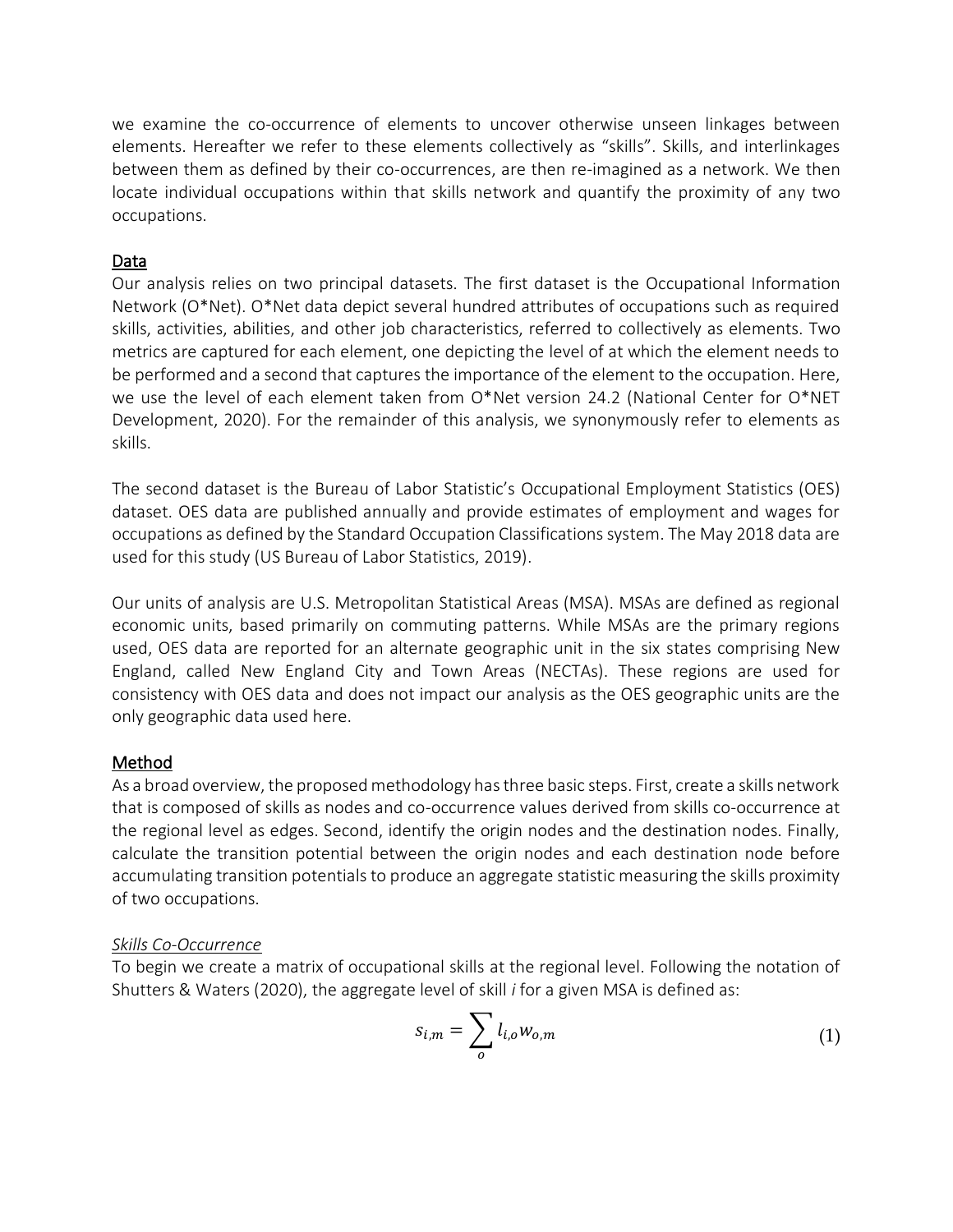we examine the co-occurrence of elements to uncover otherwise unseen linkages between elements. Hereafter we refer to these elements collectively as "skills". Skills, and interlinkages between them as defined by their co-occurrences, are then re-imagined as a network. We then locate individual occupations within that skills network and quantify the proximity of any two occupations.

## Data

Our analysis relies on two principal datasets. The first dataset is the Occupational Information Network (O*Net). O*Net data depict several hundred attributes of occupations such as required skills, activities, abilities, and other job characteristics, referred to collectively as elements. Two metrics are captured for each element, one depicting the level of at which the element needs to be performed and a second that captures the importance of the element to the occupation. Here, we use the level of each element taken from O*Net version 24.2 (National Center for O*NET Development, 2020). For the remainder of this analysis, we synonymously refer to elements as skills.

The second dataset is the Bureau of Labor Statistic's Occupational Employment Statistics (OES) dataset. OES data are published annually and provide estimates of employment and wages for occupations as defined by the Standard Occupation Classifications system. The May 2018 data are used for this study (US Bureau of Labor Statistics, 2019).

Our units of analysis are U.S. Metropolitan Statistical Areas (MSA). MSAs are defined as regional economic units, based primarily on commuting patterns. While MSAs are the primary regions used, OES data are reported for an alternate geographic unit in the six states comprising New England, called New England City and Town Areas (NECTAs). These regions are used for consistency with OES data and does not impact our analysis as the OES geographic units are the only geographic data used here.

## Method

As a broad overview, the proposed methodology has three basic steps. First, create a skills network that is composed of skills as nodes and co-occurrence values derived from skills co-occurrence at the regional level as edges. Second, identify the origin nodes and the destination nodes. Finally, calculate the transition potential between the origin nodes and each destination node before accumulating transition potentials to produce an aggregate statistic measuring the skills proximity of two occupations.

### *Skills Co-Occurrence*

To begin we create a matrix of occupational skills at the regional level. Following the notation of Shutters & Waters (2020), the aggregate level of skill *i* for a given MSA is defined as:

$$s_{i,m} = \sum_{o} l_{i,o} w_{o,m} \tag{1}$$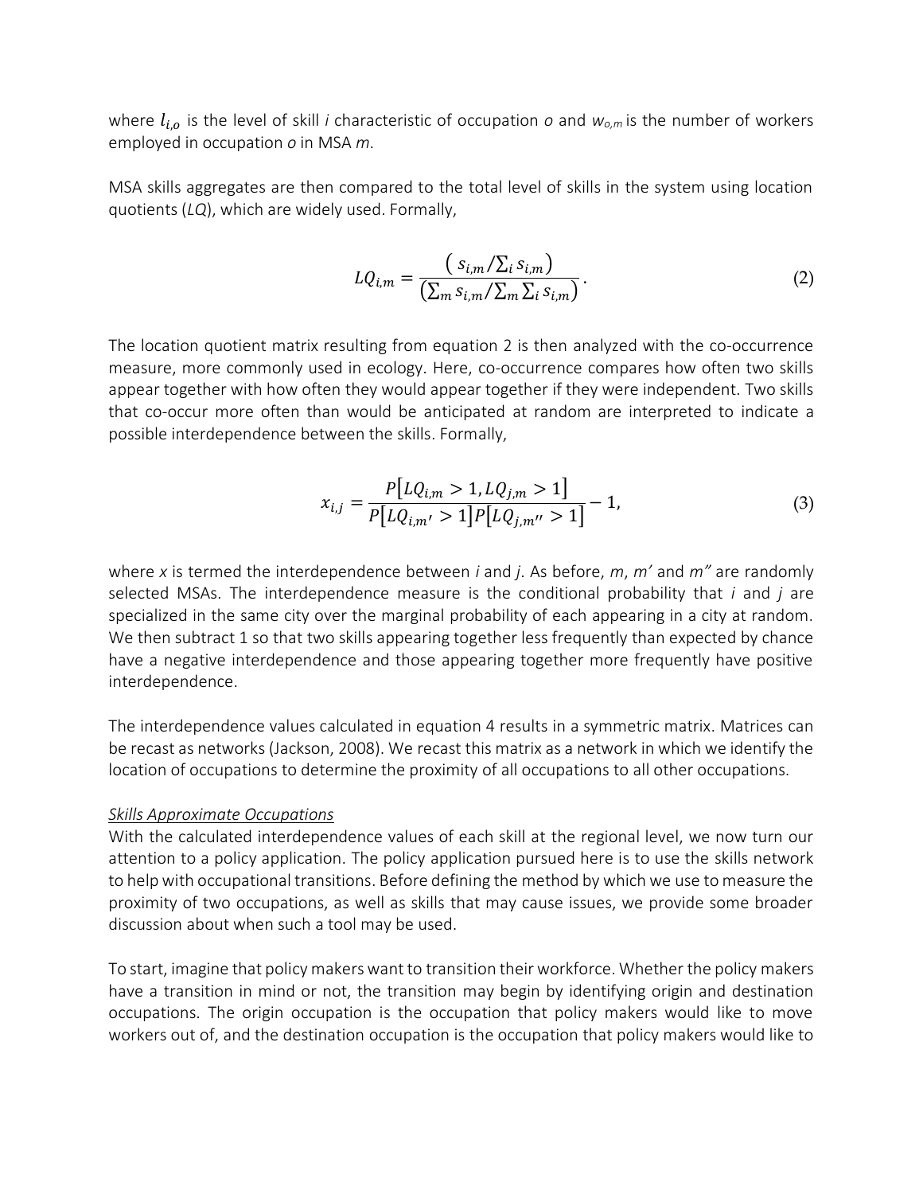where $l_{i,o}$ is the level of skill *i* characteristic of occupation *o* and $w_{o,m}$ is the number of workers employed in occupation *o* in MSA *m*.

MSA skills aggregates are then compared to the total level of skills in the system using location quotients (*LQ*), which are widely used. Formally,

$$LQ_{i,m} = \frac{\left( s_{i,m} / \sum_i s_{i,m} \right)}{\left( \sum_m s_{i,m} / \sum_m \sum_i s_{i,m} \right)}. \tag{2}$$

The location quotient matrix resulting from equation 2 is then analyzed with the co-occurrence measure, more commonly used in ecology. Here, co-occurrence compares how often two skills appear together with how often they would appear together if they were independent. Two skills that co-occur more often than would be anticipated at random are interpreted to indicate a possible interdependence between the skills. Formally,

$$x_{i,j} = \frac{P\left[LQ_{i,m} > 1, LQ_{j,m} > 1\right]}{P\left[LQ_{i,m'} > 1\right] P\left[LQ_{j,m''} > 1\right]} - 1, \tag{3}$$

where *x* is termed the interdependence between *i* and *j*. As before, *m*, *m′* and *m″* are randomly selected MSAs. The interdependence measure is the conditional probability that *i* and *j* are specialized in the same city over the marginal probability of each appearing in a city at random. We then subtract 1 so that two skills appearing together less frequently than expected by chance have a negative interdependence and those appearing together more frequently have positive interdependence.

The interdependence values calculated in equation 4 results in a symmetric matrix. Matrices can be recast as networks (Jackson, 2008). We recast this matrix as a network in which we identify the location of occupations to determine the proximity of all occupations to all other occupations.

*Skills Approximate Occupations*

With the calculated interdependence values of each skill at the regional level, we now turn our attention to a policy application. The policy application pursued here is to use the skills network to help with occupational transitions. Before defining the method by which we use to measure the proximity of two occupations, as well as skills that may cause issues, we provide some broader discussion about when such a tool may be used.

To start, imagine that policy makers want to transition their workforce. Whether the policy makers have a transition in mind or not, the transition may begin by identifying origin and destination occupations. The origin occupation is the occupation that policy makers would like to move workers out of, and the destination occupation is the occupation that policy makers would like to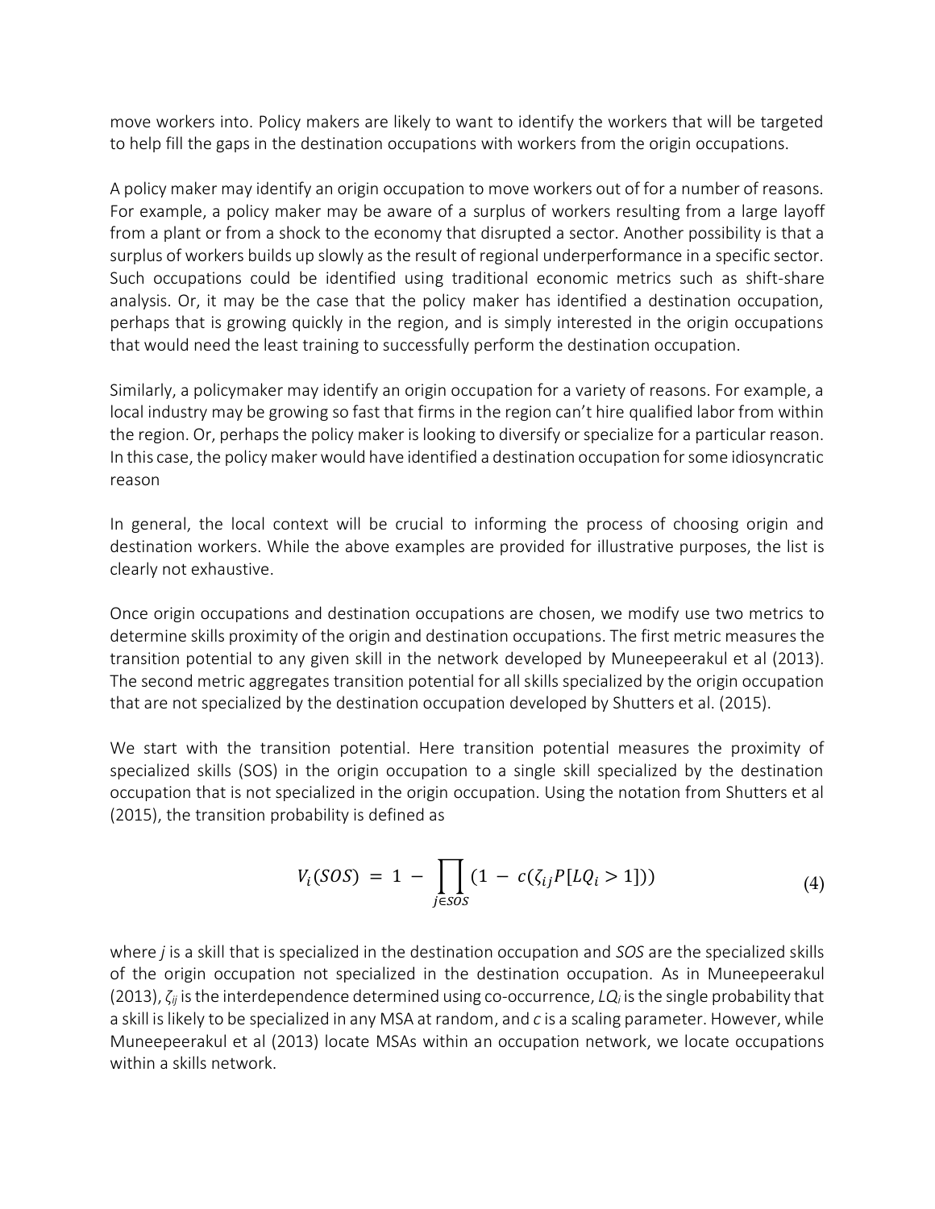move workers into. Policy makers are likely to want to identify the workers that will be targeted to help fill the gaps in the destination occupations with workers from the origin occupations.

A policy maker may identify an origin occupation to move workers out of for a number of reasons. For example, a policy maker may be aware of a surplus of workers resulting from a large layoff from a plant or from a shock to the economy that disrupted a sector. Another possibility is that a surplus of workers builds up slowly as the result of regional underperformance in a specific sector. Such occupations could be identified using traditional economic metrics such as shift-share analysis. Or, it may be the case that the policy maker has identified a destination occupation, perhaps that is growing quickly in the region, and is simply interested in the origin occupations that would need the least training to successfully perform the destination occupation.

Similarly, a policymaker may identify an origin occupation for a variety of reasons. For example, a local industry may be growing so fast that firms in the region can't hire qualified labor from within the region. Or, perhaps the policy maker is looking to diversify or specialize for a particular reason. In this case, the policy maker would have identified a destination occupation for some idiosyncratic reason

In general, the local context will be crucial to informing the process of choosing origin and destination workers. While the above examples are provided for illustrative purposes, the list is clearly not exhaustive.

Once origin occupations and destination occupations are chosen, we modify use two metrics to determine skills proximity of the origin and destination occupations. The first metric measures the transition potential to any given skill in the network developed by Muneepeerakul et al (2013). The second metric aggregates transition potential for all skills specialized by the origin occupation that are not specialized by the destination occupation developed by Shutters et al. (2015).

We start with the transition potential. Here transition potential measures the proximity of specialized skills (SOS) in the origin occupation to a single skill specialized by the destination occupation that is not specialized in the origin occupation. Using the notation from Shutters et al (2015), the transition probability is defined as

$$V_i(SOS) = 1 - \prod_{j \in SOS} (1 - c(\zeta_{ij} P[LQ_i > 1])) \tag{4}$$

where $j$ is a skill that is specialized in the destination occupation and *SOS* are the specialized skills of the origin occupation not specialized in the destination occupation. As in Muneepeerakul (2013), $\zeta_{ij}$ is the interdependence determined using co-occurrence, $LQ_i$ is the single probability that a skill is likely to be specialized in any MSA at random, and $c$ is a scaling parameter. However, while Muneepeerakul et al (2013) locate MSAs within an occupation network, we locate occupations within a skills network.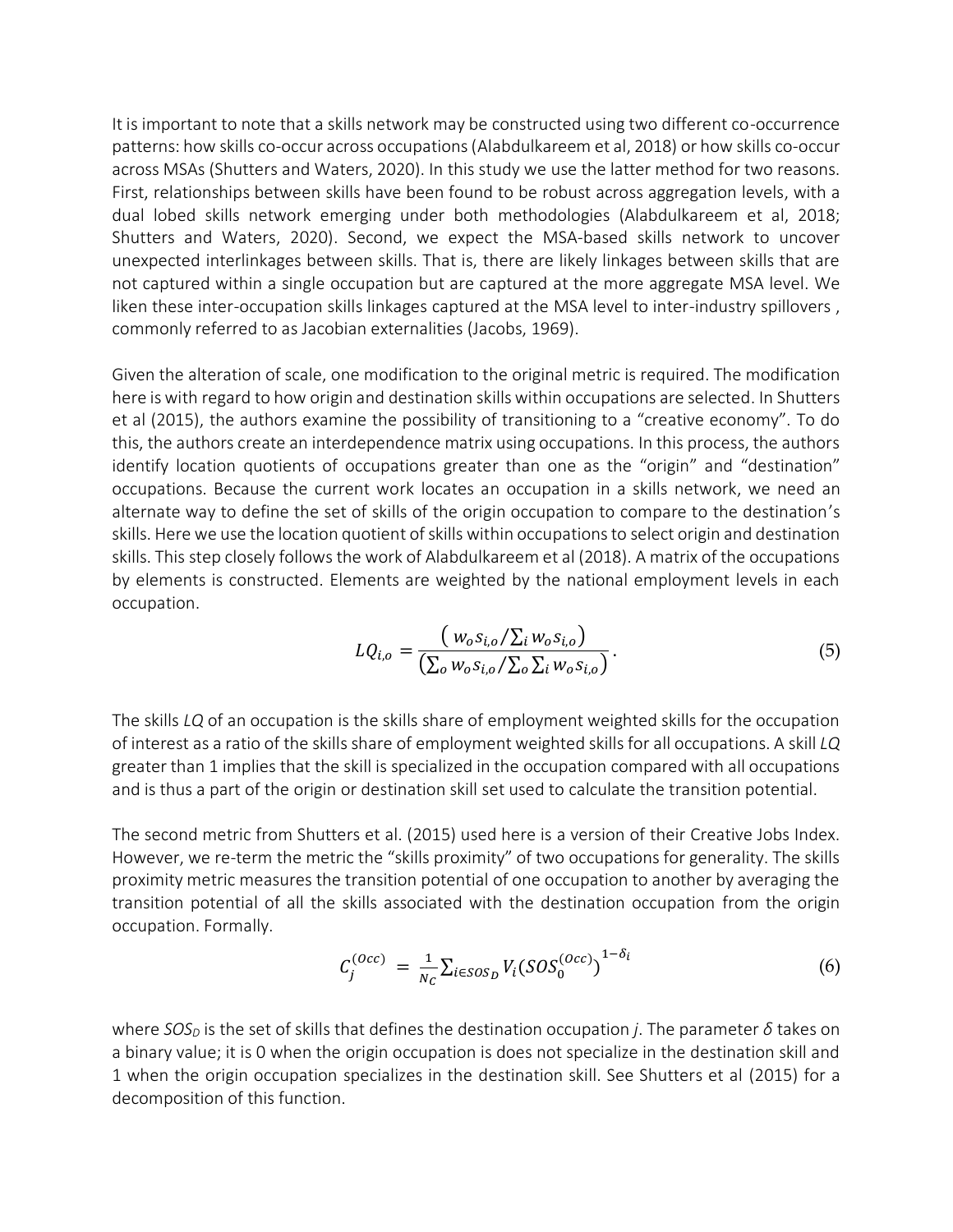It is important to note that a skills network may be constructed using two different co-occurrence patterns: how skills co-occur across occupations (Alabdulkareem et al, 2018) or how skills co-occur across MSAs (Shutters and Waters, 2020). In this study we use the latter method for two reasons. First, relationships between skills have been found to be robust across aggregation levels, with a dual lobed skills network emerging under both methodologies (Alabdulkareem et al, 2018; Shutters and Waters, 2020). Second, we expect the MSA-based skills network to uncover unexpected interlinkages between skills. That is, there are likely linkages between skills that are not captured within a single occupation but are captured at the more aggregate MSA level. We liken these inter-occupation skills linkages captured at the MSA level to inter-industry spillovers , commonly referred to as Jacobian externalities (Jacobs, 1969).

Given the alteration of scale, one modification to the original metric is required. The modification here is with regard to how origin and destination skills within occupations are selected. In Shutters et al (2015), the authors examine the possibility of transitioning to a "creative economy". To do this, the authors create an interdependence matrix using occupations. In this process, the authors identify location quotients of occupations greater than one as the "origin" and "destination" occupations. Because the current work locates an occupation in a skills network, we need an alternate way to define the set of skills of the origin occupation to compare to the destination's skills. Here we use the location quotient of skills within occupations to select origin and destination skills. This step closely follows the work of Alabdulkareem et al (2018). A matrix of the occupations by elements is constructed. Elements are weighted by the national employment levels in each occupation.

$$LQ_{i,o} = \frac{\left( w_o s_{i,o} / \sum_i w_o s_{i,o} \right)}{\left( \sum_o w_o s_{i,o} / \sum_o \sum_i w_o s_{i,o} \right)}. \tag{5}$$

The skills *LQ* of an occupation is the skills share of employment weighted skills for the occupation of interest as a ratio of the skills share of employment weighted skills for all occupations. A skill *LQ* greater than 1 implies that the skill is specialized in the occupation compared with all occupations and is thus a part of the origin or destination skill set used to calculate the transition potential.

The second metric from Shutters et al. (2015) used here is a version of their Creative Jobs Index. However, we re-term the metric the "skills proximity" of two occupations for generality. The skills proximity metric measures the transition potential of one occupation to another by averaging the transition potential of all the skills associated with the destination occupation from the origin occupation. Formally.

$$C_j^{(Occ)} = \frac{1}{N_C} \sum_{i \in SOS_D} V_i \left(SOS_0^{(Occ)}\right)^{1-\delta_i} \tag{6}$$

where $SOS_D$ is the set of skills that defines the destination occupation *j*. The parameter $\delta$ takes on a binary value; it is 0 when the origin occupation is does not specialize in the destination skill and 1 when the origin occupation specializes in the destination skill. See Shutters et al (2015) for a decomposition of this function.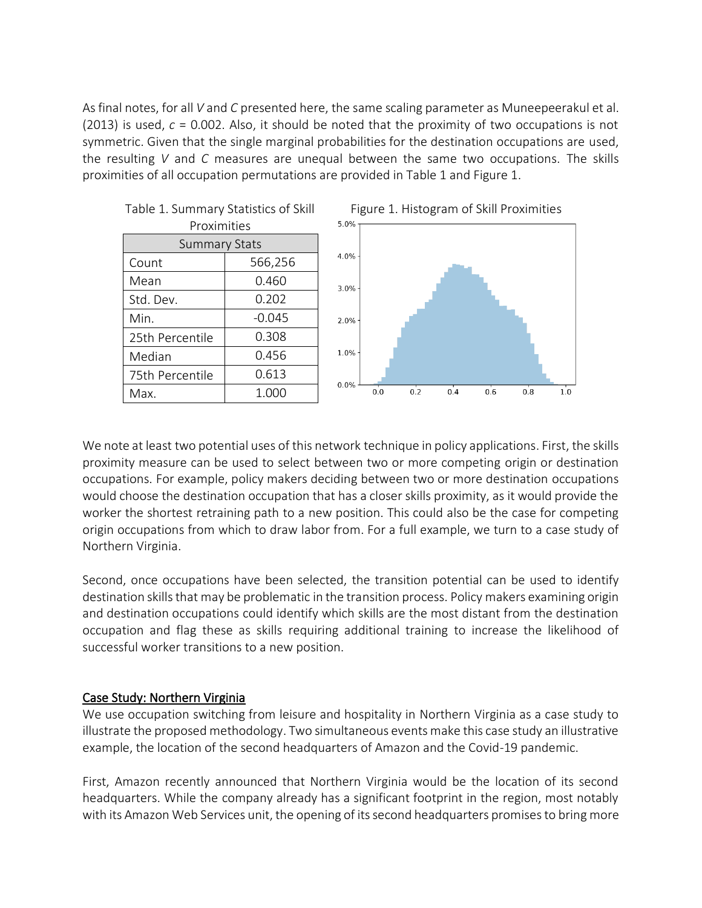As final notes, for all *V* and *C* presented here, the same scaling parameter as Muneepeerakul et al. (2013) is used, $c = 0.002$. Also, it should be noted that the proximity of two occupations is not symmetric. Given that the single marginal probabilities for the destination occupations are used, the resulting *V* and *C* measures are unequal between the same two occupations. The skills proximities of all occupation permutations are provided in Table 1 and Figure 1.

Table 1. Summary Statistics of Skill Proximities

| Summary Stats | |
|---|---|
| Count | 566,256 |
| Mean | 0.460 |
| Std. Dev. | 0.202 |
| Min. | -0.045 |
| 25th Percentile | 0.308 |
| Median | 0.456 |
| 75th Percentile | 0.613 |
| Max. | 1.000 |

Figure 1. Histogram of Skill Proximities

We note at least two potential uses of this network technique in policy applications. First, the skills proximity measure can be used to select between two or more competing origin or destination occupations. For example, policy makers deciding between two or more destination occupations would choose the destination occupation that has a closer skills proximity, as it would provide the worker the shortest retraining path to a new position. This could also be the case for competing origin occupations from which to draw labor from. For a full example, we turn to a case study of Northern Virginia.

Second, once occupations have been selected, the transition potential can be used to identify destination skills that may be problematic in the transition process. Policy makers examining origin and destination occupations could identify which skills are the most distant from the destination occupation and flag these as skills requiring additional training to increase the likelihood of successful worker transitions to a new position.

## Case Study: Northern Virginia

We use occupation switching from leisure and hospitality in Northern Virginia as a case study to illustrate the proposed methodology. Two simultaneous events make this case study an illustrative example, the location of the second headquarters of Amazon and the Covid-19 pandemic.

First, Amazon recently announced that Northern Virginia would be the location of its second headquarters. While the company already has a significant footprint in the region, most notably with its Amazon Web Services unit, the opening of its second headquarters promises to bring more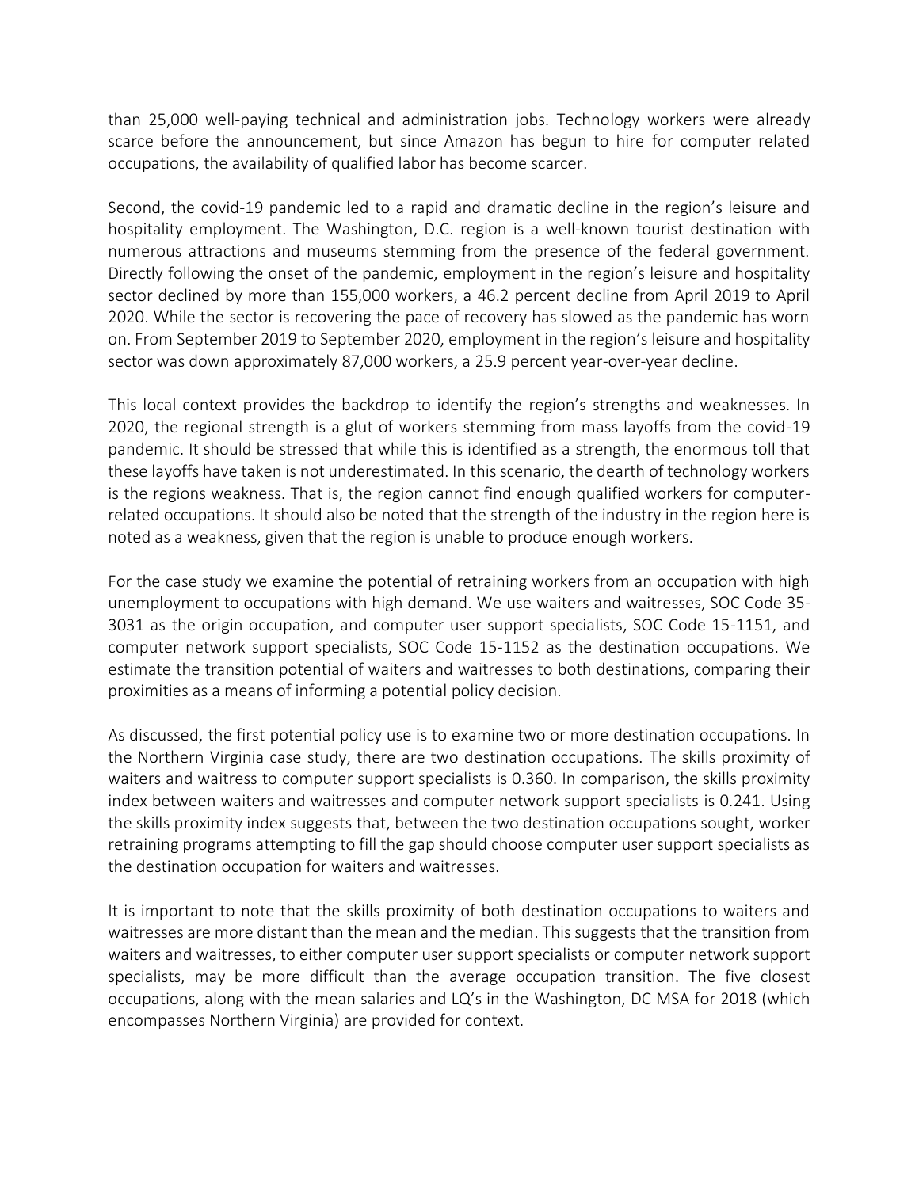than 25,000 well-paying technical and administration jobs. Technology workers were already scarce before the announcement, but since Amazon has begun to hire for computer related occupations, the availability of qualified labor has become scarcer.

Second, the covid-19 pandemic led to a rapid and dramatic decline in the region's leisure and hospitality employment. The Washington, D.C. region is a well-known tourist destination with numerous attractions and museums stemming from the presence of the federal government. Directly following the onset of the pandemic, employment in the region's leisure and hospitality sector declined by more than 155,000 workers, a 46.2 percent decline from April 2019 to April 2020. While the sector is recovering the pace of recovery has slowed as the pandemic has worn on. From September 2019 to September 2020, employment in the region's leisure and hospitality sector was down approximately 87,000 workers, a 25.9 percent year-over-year decline.

This local context provides the backdrop to identify the region's strengths and weaknesses. In 2020, the regional strength is a glut of workers stemming from mass layoffs from the covid-19 pandemic. It should be stressed that while this is identified as a strength, the enormous toll that these layoffs have taken is not underestimated. In this scenario, the dearth of technology workers is the regions weakness. That is, the region cannot find enough qualified workers for computer-related occupations. It should also be noted that the strength of the industry in the region here is noted as a weakness, given that the region is unable to produce enough workers.

For the case study we examine the potential of retraining workers from an occupation with high unemployment to occupations with high demand. We use waiters and waitresses, SOC Code 35-3031 as the origin occupation, and computer user support specialists, SOC Code 15-1151, and computer network support specialists, SOC Code 15-1152 as the destination occupations. We estimate the transition potential of waiters and waitresses to both destinations, comparing their proximities as a means of informing a potential policy decision.

As discussed, the first potential policy use is to examine two or more destination occupations. In the Northern Virginia case study, there are two destination occupations. The skills proximity of waiters and waitress to computer support specialists is 0.360. In comparison, the skills proximity index between waiters and waitresses and computer network support specialists is 0.241. Using the skills proximity index suggests that, between the two destination occupations sought, worker retraining programs attempting to fill the gap should choose computer user support specialists as the destination occupation for waiters and waitresses.

It is important to note that the skills proximity of both destination occupations to waiters and waitresses are more distant than the mean and the median. This suggests that the transition from waiters and waitresses, to either computer user support specialists or computer network support specialists, may be more difficult than the average occupation transition. The five closest occupations, along with the mean salaries and LQ's in the Washington, DC MSA for 2018 (which encompasses Northern Virginia) are provided for context.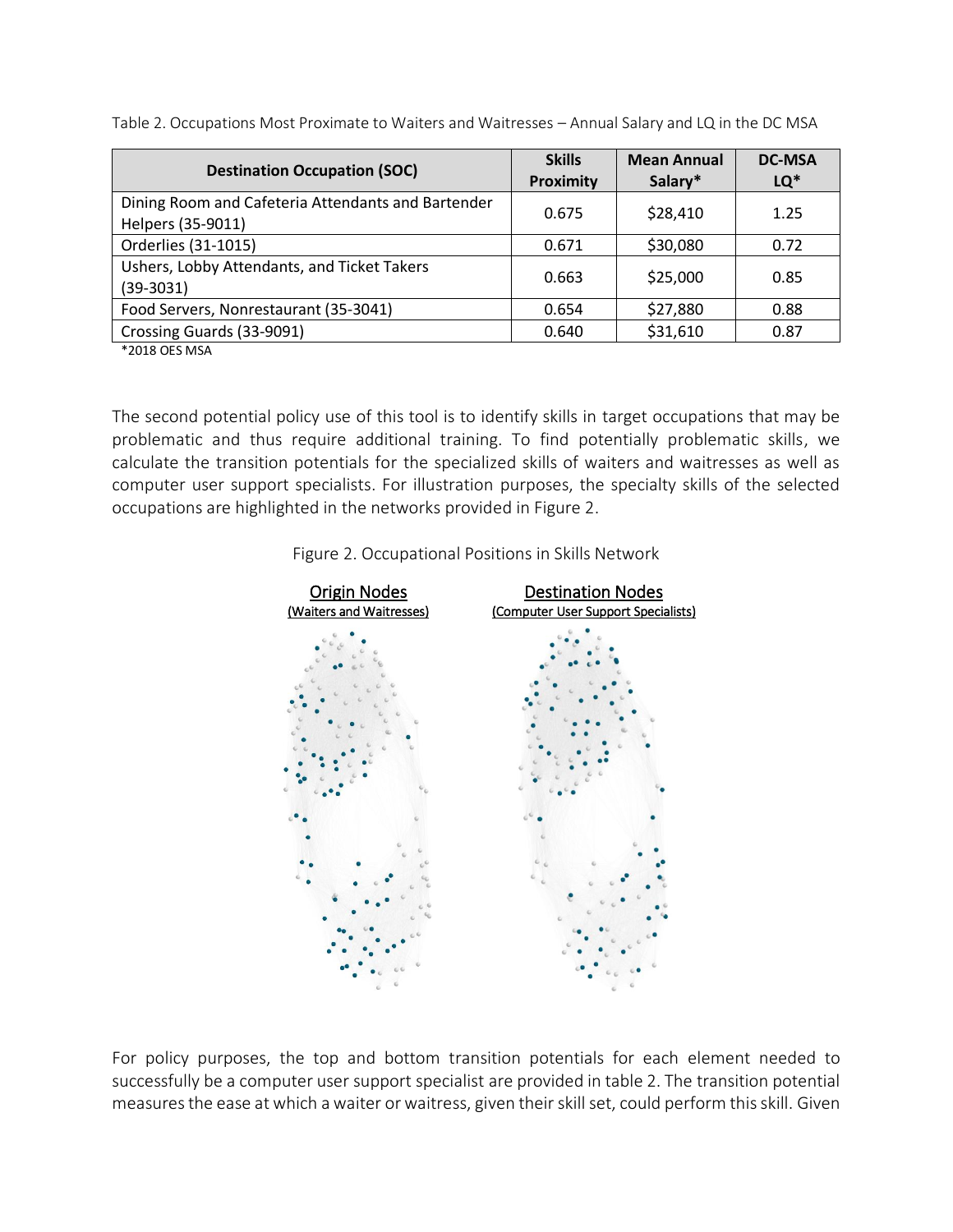Table 2. Occupations Most Proximate to Waiters and Waitresses – Annual Salary and LQ in the DC MSA

| Destination Occupation (SOC) | Skills Proximity | Mean Annual Salary* | DC-MSA LQ* |
|---|---|---|---|
| Dining Room and Cafeteria Attendants and Bartender Helpers (35-9011) | 0.675 | $28,410 | 1.25 |
| Orderlies (31-1015) | 0.671 | $30,080 | 0.72 |
| Ushers, Lobby Attendants, and Ticket Takers (39-3031) | 0.663 | $25,000 | 0.85 |
| Food Servers, Nonrestaurant (35-3041) | 0.654 | $27,880 | 0.88 |
| Crossing Guards (33-9091) | 0.640 | $31,610 | 0.87 |

*2018 OES MSA

The second potential policy use of this tool is to identify skills in target occupations that may be problematic and thus require additional training. To find potentially problematic skills, we calculate the transition potentials for the specialized skills of waiters and waitresses as well as computer user support specialists. For illustration purposes, the specialty skills of the selected occupations are highlighted in the networks provided in Figure 2.

Figure 2. Occupational Positions in Skills Network

Origin Nodes (Waiters and Waitresses) | Destination Nodes (Computer User Support Specialists)

For policy purposes, the top and bottom transition potentials for each element needed to successfully be a computer user support specialist are provided in table 2. The transition potential measures the ease at which a waiter or waitress, given their skill set, could perform this skill. Given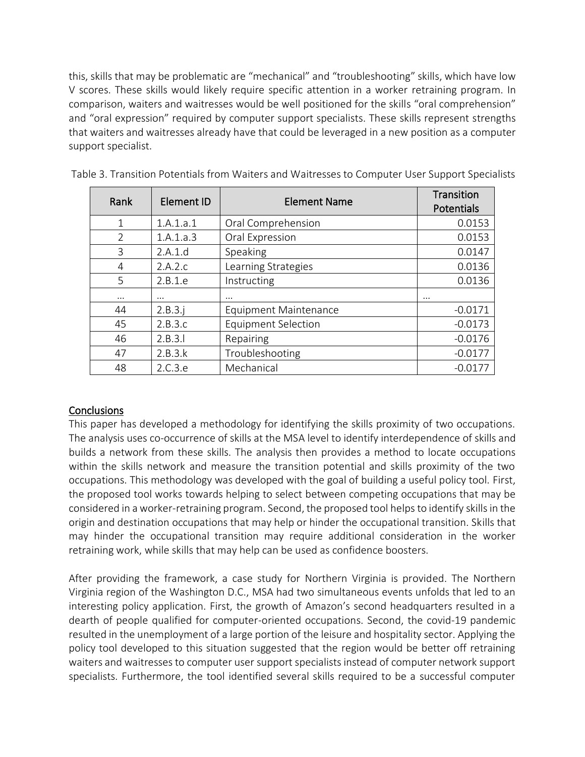this, skills that may be problematic are “mechanical” and “troubleshooting” skills, which have low V scores. These skills would likely require specific attention in a worker retraining program. In comparison, waiters and waitresses would be well positioned for the skills “oral comprehension” and “oral expression” required by computer support specialists. These skills represent strengths that waiters and waitresses already have that could be leveraged in a new position as a computer support specialist.

Table 3. Transition Potentials from Waiters and Waitresses to Computer User Support Specialists

| Rank | Element ID | Element Name | Transition Potentials |
|---|---|---|---|
| 1 | 1.A.1.a.1 | Oral Comprehension | 0.0153 |
| 2 | 1.A.1.a.3 | Oral Expression | 0.0153 |
| 3 | 2.A.1.d | Speaking | 0.0147 |
| 4 | 2.A.2.c | Learning Strategies | 0.0136 |
| 5 | 2.B.1.e | Instructing | 0.0136 |
| … | … | … | … |
| 44 | 2.B.3.j | Equipment Maintenance | -0.0171 |
| 45 | 2.B.3.c | Equipment Selection | -0.0173 |
| 46 | 2.B.3.l | Repairing | -0.0176 |
| 47 | 2.B.3.k | Troubleshooting | -0.0177 |
| 48 | 2.C.3.e | Mechanical | -0.0177 |

## Conclusions

This paper has developed a methodology for identifying the skills proximity of two occupations. The analysis uses co-occurrence of skills at the MSA level to identify interdependence of skills and builds a network from these skills. The analysis then provides a method to locate occupations within the skills network and measure the transition potential and skills proximity of the two occupations. This methodology was developed with the goal of building a useful policy tool. First, the proposed tool works towards helping to select between competing occupations that may be considered in a worker-retraining program. Second, the proposed tool helps to identify skills in the origin and destination occupations that may help or hinder the occupational transition. Skills that may hinder the occupational transition may require additional consideration in the worker retraining work, while skills that may help can be used as confidence boosters.

After providing the framework, a case study for Northern Virginia is provided. The Northern Virginia region of the Washington D.C., MSA had two simultaneous events unfolds that led to an interesting policy application. First, the growth of Amazon’s second headquarters resulted in a dearth of people qualified for computer-oriented occupations. Second, the covid-19 pandemic resulted in the unemployment of a large portion of the leisure and hospitality sector. Applying the policy tool developed to this situation suggested that the region would be better off retraining waiters and waitresses to computer user support specialists instead of computer network support specialists. Furthermore, the tool identified several skills required to be a successful computer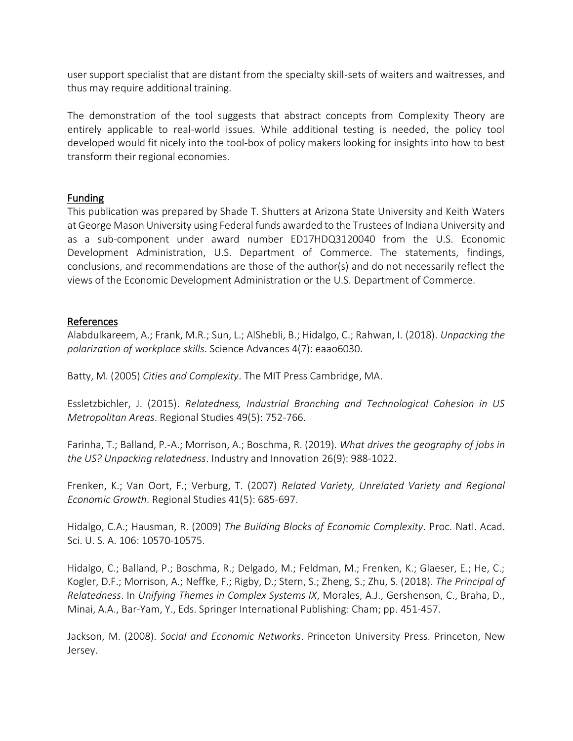user support specialist that are distant from the specialty skill-sets of waiters and waitresses, and thus may require additional training.

The demonstration of the tool suggests that abstract concepts from Complexity Theory are entirely applicable to real-world issues. While additional testing is needed, the policy tool developed would fit nicely into the tool-box of policy makers looking for insights into how to best transform their regional economies.

## Funding

This publication was prepared by Shade T. Shutters at Arizona State University and Keith Waters at George Mason University using Federal funds awarded to the Trustees of Indiana University and as a sub-component under award number ED17HDQ3120040 from the U.S. Economic Development Administration, U.S. Department of Commerce. The statements, findings, conclusions, and recommendations are those of the author(s) and do not necessarily reflect the views of the Economic Development Administration or the U.S. Department of Commerce.

## References

Alabdulkareem, A.; Frank, M.R.; Sun, L.; AlShebli, B.; Hidalgo, C.; Rahwan, I. (2018). *Unpacking the polarization of workplace skills*. Science Advances 4(7): eaao6030.

Batty, M. (2005) *Cities and Complexity*. The MIT Press Cambridge, MA.

Essletzbichler, J. (2015). *Relatedness, Industrial Branching and Technological Cohesion in US Metropolitan Areas*. Regional Studies 49(5): 752-766.

Farinha, T.; Balland, P.-A.; Morrison, A.; Boschma, R. (2019). *What drives the geography of jobs in the US? Unpacking relatedness*. Industry and Innovation 26(9): 988-1022.

Frenken, K.; Van Oort, F.; Verburg, T. (2007) *Related Variety, Unrelated Variety and Regional Economic Growth*. Regional Studies 41(5): 685-697.

Hidalgo, C.A.; Hausman, R. (2009) *The Building Blocks of Economic Complexity*. Proc. Natl. Acad. Sci. U. S. A. 106: 10570-10575.

Hidalgo, C.; Balland, P.; Boschma, R.; Delgado, M.; Feldman, M.; Frenken, K.; Glaeser, E.; He, C.; Kogler, D.F.; Morrison, A.; Neffke, F.; Rigby, D.; Stern, S.; Zheng, S.; Zhu, S. (2018). *The Principal of Relatedness*. In *Unifying Themes in Complex Systems IX*, Morales, A.J., Gershenson, C., Braha, D., Minai, A.A., Bar-Yam, Y., Eds. Springer International Publishing: Cham; pp. 451-457.

Jackson, M. (2008). *Social and Economic Networks*. Princeton University Press. Princeton, New Jersey.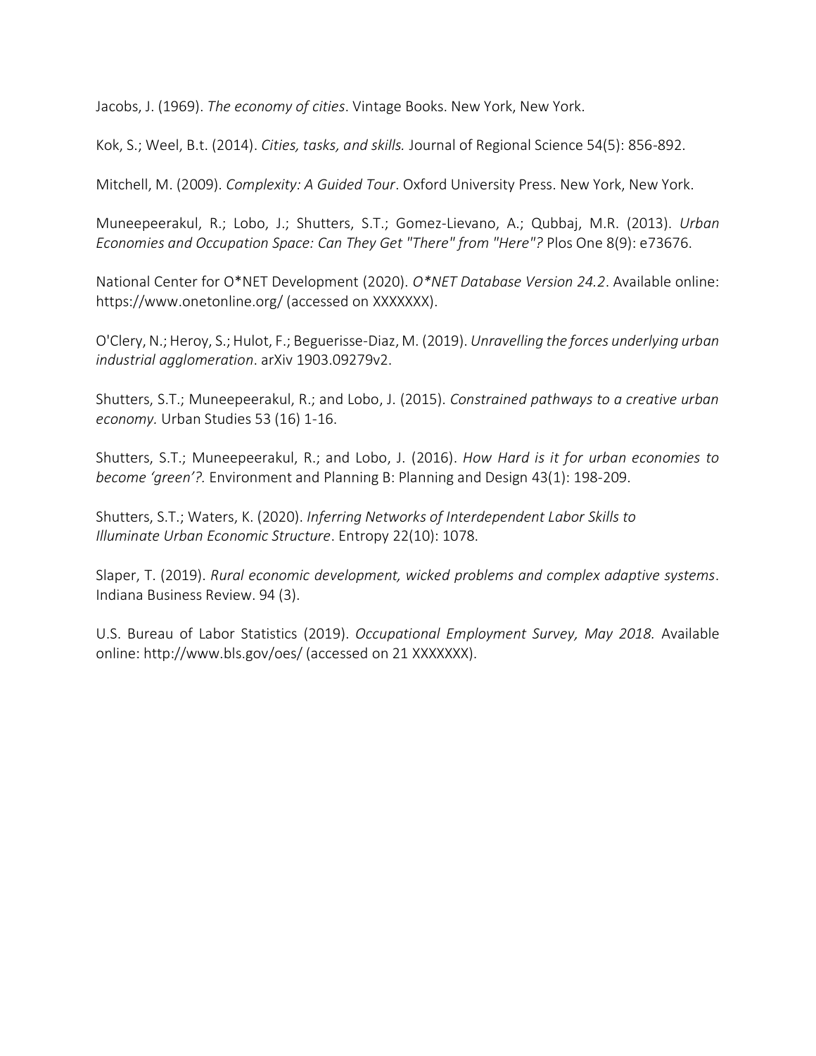Jacobs, J. (1969). *The economy of cities*. Vintage Books. New York, New York.

Kok, S.; Weel, B.t. (2014). *Cities, tasks, and skills.* Journal of Regional Science 54(5): 856-892.

Mitchell, M. (2009). *Complexity: A Guided Tour*. Oxford University Press. New York, New York.

Muneepeerakul, R.; Lobo, J.; Shutters, S.T.; Gomez-Lievano, A.; Qubbaj, M.R. (2013). *Urban Economies and Occupation Space: Can They Get "There" from "Here"?* Plos One 8(9): e73676.

National Center for O*NET Development (2020). *O*NET Database Version 24.2*. Available online: https://www.onetonline.org/ (accessed on XXXXXXX).

O'Clery, N.; Heroy, S.; Hulot, F.; Beguerisse-Diaz, M. (2019). *Unravelling the forces underlying urban industrial agglomeration*. arXiv 1903.09279v2.

Shutters, S.T.; Muneepeerakul, R.; and Lobo, J. (2015). *Constrained pathways to a creative urban economy.* Urban Studies 53 (16) 1-16.

Shutters, S.T.; Muneepeerakul, R.; and Lobo, J. (2016). *How Hard is it for urban economies to become 'green'?*. Environment and Planning B: Planning and Design 43(1): 198-209.

Shutters, S.T.; Waters, K. (2020). *Inferring Networks of Interdependent Labor Skills to Illuminate Urban Economic Structure*. Entropy 22(10): 1078.

Slaper, T. (2019). *Rural economic development, wicked problems and complex adaptive systems*. Indiana Business Review. 94 (3).

U.S. Bureau of Labor Statistics (2019). *Occupational Employment Survey, May 2018.* Available online: http://www.bls.gov/oes/ (accessed on 21 XXXXXXX).